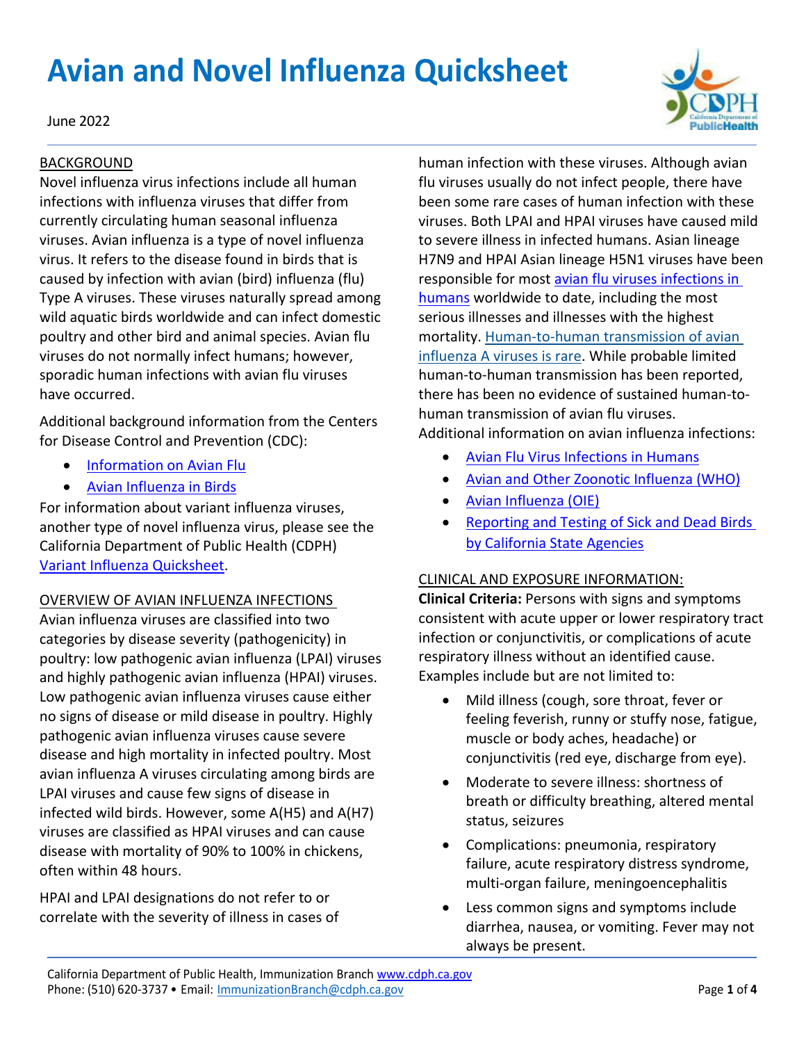# Avian and Novel Influenza Quicksheet

June 2022

## BACKGROUND

Novel influenza virus infections include all human infections with influenza viruses that differ from currently circulating human seasonal influenza viruses. Avian influenza is a type of novel influenza virus. It refers to the disease found in birds that is caused by infection with avian (bird) influenza (flu) Type A viruses. These viruses naturally spread among wild aquatic birds worldwide and can infect domestic poultry and other bird and animal species. Avian flu viruses do not normally infect humans; however, sporadic human infections with avian flu viruses have occurred.

Additional background information from the Centers for Disease Control and Prevention (CDC):

- Information on Avian Flu
- Avian Influenza in Birds

For information about variant influenza viruses, another type of novel influenza virus, please see the California Department of Public Health (CDPH) Variant Influenza Quicksheet.

## OVERVIEW OF AVIAN INFLUENZA INFECTIONS

Avian influenza viruses are classified into two categories by disease severity (pathogenicity) in poultry: low pathogenic avian influenza (LPAI) viruses and highly pathogenic avian influenza (HPAI) viruses. Low pathogenic avian influenza viruses cause either no signs of disease or mild disease in poultry. Highly pathogenic avian influenza viruses cause severe disease and high mortality in infected poultry. Most avian influenza A viruses circulating among birds are LPAI viruses and cause few signs of disease in infected wild birds. However, some A(H5) and A(H7) viruses are classified as HPAI viruses and can cause disease with mortality of 90% to 100% in chickens, often within 48 hours.

HPAI and LPAI designations do not refer to or correlate with the severity of illness in cases of human infection with these viruses. Although avian flu viruses usually do not infect people, there have been some rare cases of human infection with these viruses. Both LPAI and HPAI viruses have caused mild to severe illness in infected humans. Asian lineage H7N9 and HPAI Asian lineage H5N1 viruses have been responsible for most avian flu viruses infections in humans worldwide to date, including the most serious illnesses and illnesses with the highest mortality. Human-to-human transmission of avian influenza A viruses is rare. While probable limited human-to-human transmission has been reported, there has been no evidence of sustained human-to-human transmission of avian flu viruses.

Additional information on avian influenza infections:

- Avian Flu Virus Infections in Humans
- Avian and Other Zoonotic Influenza (WHO)
- Avian Influenza (OIE)
- Reporting and Testing of Sick and Dead Birds by California State Agencies

## CLINICAL AND EXPOSURE INFORMATION:

**Clinical Criteria:** Persons with signs and symptoms consistent with acute upper or lower respiratory tract infection or conjunctivitis, or complications of acute respiratory illness without an identified cause. Examples include but are not limited to:

- Mild illness (cough, sore throat, fever or feeling feverish, runny or stuffy nose, fatigue, muscle or body aches, headache) or conjunctivitis (red eye, discharge from eye).
- Moderate to severe illness: shortness of breath or difficulty breathing, altered mental status, seizures
- Complications: pneumonia, respiratory failure, acute respiratory distress syndrome, multi-organ failure, meningoencephalitis
- Less common signs and symptoms include diarrhea, nausea, or vomiting. Fever may not always be present.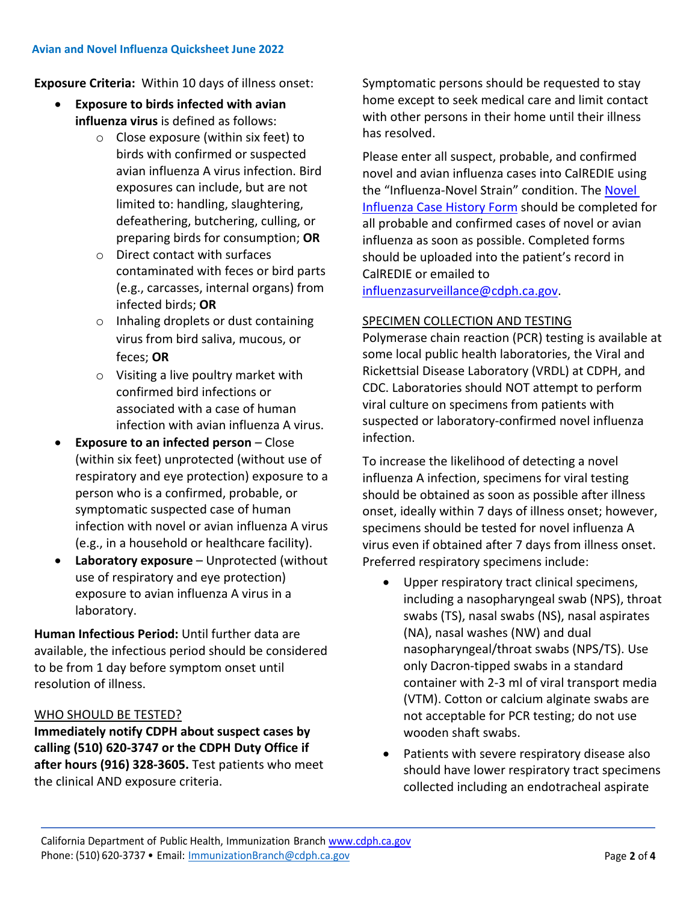**Exposure Criteria:** Within 10 days of illness onset:

- **Exposure to birds infected with avian influenza virus** is defined as follows:
  - Close exposure (within six feet) to birds with confirmed or suspected avian influenza A virus infection. Bird exposures can include, but are not limited to: handling, slaughtering, defeathering, butchering, culling, or preparing birds for consumption; **OR**
  - Direct contact with surfaces contaminated with feces or bird parts (e.g., carcasses, internal organs) from infected birds; **OR**
  - Inhaling droplets or dust containing virus from bird saliva, mucous, or feces; **OR**
  - Visiting a live poultry market with confirmed bird infections or associated with a case of human infection with avian influenza A virus.
- **Exposure to an infected person** – Close (within six feet) unprotected (without use of respiratory and eye protection) exposure to a person who is a confirmed, probable, or symptomatic suspected case of human infection with novel or avian influenza A virus (e.g., in a household or healthcare facility).
- **Laboratory exposure** – Unprotected (without use of respiratory and eye protection) exposure to avian influenza A virus in a laboratory.

**Human Infectious Period:** Until further data are available, the infectious period should be considered to be from 1 day before symptom onset until resolution of illness.

## WHO SHOULD BE TESTED?

**Immediately notify CDPH about suspect cases by calling (510) 620-3747 or the CDPH Duty Office if after hours (916) 328-3605.** Test patients who meet the clinical AND exposure criteria.

Symptomatic persons should be requested to stay home except to seek medical care and limit contact with other persons in their home until their illness has resolved.

Please enter all suspect, probable, and confirmed novel and avian influenza cases into CalREDIE using the "Influenza-Novel Strain" condition. The [Novel Influenza Case History Form](#) should be completed for all probable and confirmed cases of novel or avian influenza as soon as possible. Completed forms should be uploaded into the patient's record in CalREDIE or emailed to [influenzasurveillance@cdph.ca.gov](mailto:influenzasurveillance@cdph.ca.gov).

## SPECIMEN COLLECTION AND TESTING

Polymerase chain reaction (PCR) testing is available at some local public health laboratories, the Viral and Rickettsial Disease Laboratory (VRDL) at CDPH, and CDC. Laboratories should NOT attempt to perform viral culture on specimens from patients with suspected or laboratory-confirmed novel influenza infection.

To increase the likelihood of detecting a novel influenza A infection, specimens for viral testing should be obtained as soon as possible after illness onset, ideally within 7 days of illness onset; however, specimens should be tested for novel influenza A virus even if obtained after 7 days from illness onset. Preferred respiratory specimens include:

- Upper respiratory tract clinical specimens, including a nasopharyngeal swab (NPS), throat swabs (TS), nasal swabs (NS), nasal aspirates (NA), nasal washes (NW) and dual nasopharyngeal/throat swabs (NPS/TS). Use only Dacron-tipped swabs in a standard container with 2-3 ml of viral transport media (VTM). Cotton or calcium alginate swabs are not acceptable for PCR testing; do not use wooden shaft swabs.
- Patients with severe respiratory disease also should have lower respiratory tract specimens collected including an endotracheal aspirate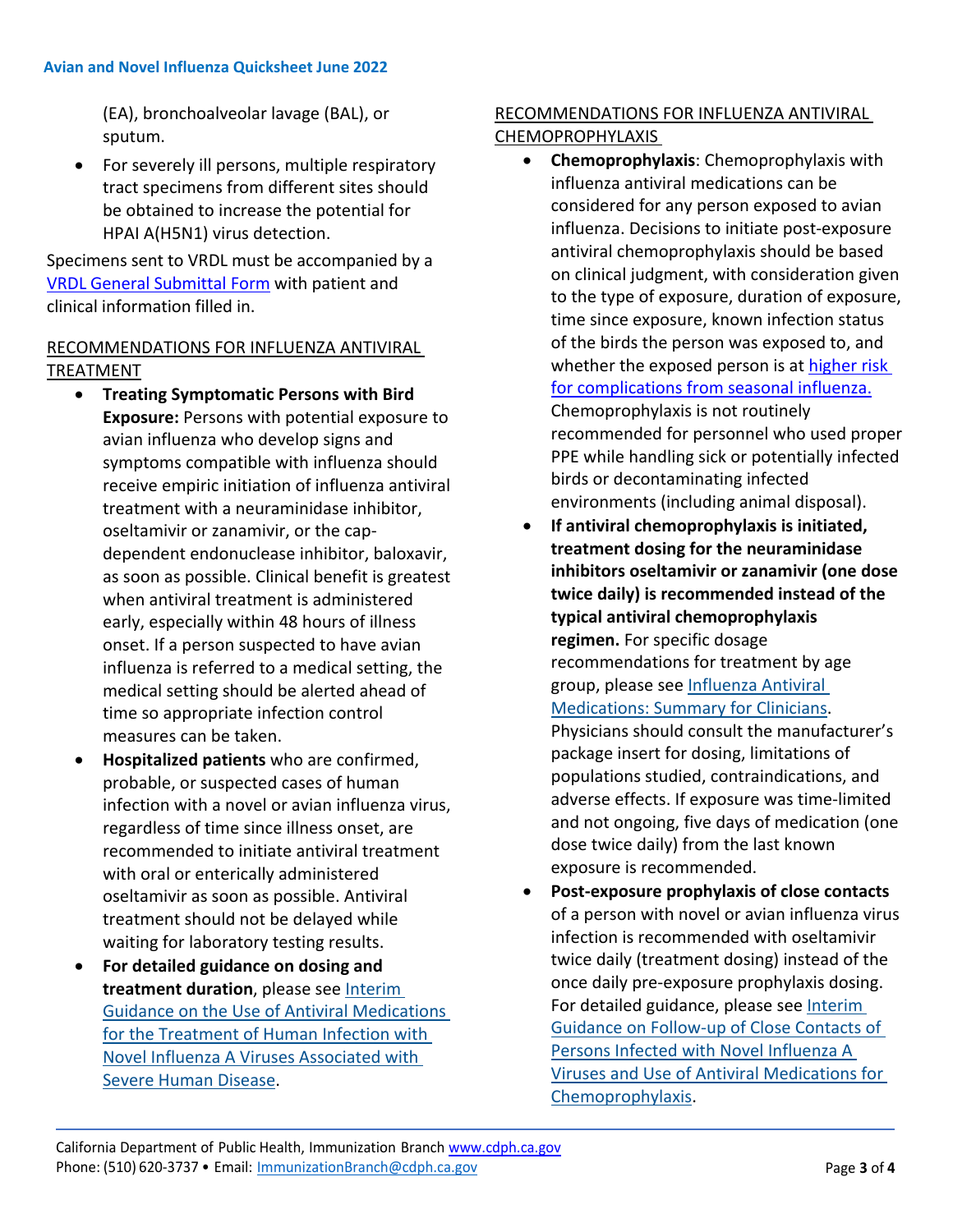(EA), bronchoalveolar lavage (BAL), or sputum.

- For severely ill persons, multiple respiratory tract specimens from different sites should be obtained to increase the potential for HPAI A(H5N1) virus detection.

Specimens sent to VRDL must be accompanied by a VRDL General Submittal Form with patient and clinical information filled in.

## RECOMMENDATIONS FOR INFLUENZA ANTIVIRAL TREATMENT

- **Treating Symptomatic Persons with Bird Exposure:** Persons with potential exposure to avian influenza who develop signs and symptoms compatible with influenza should receive empiric initiation of influenza antiviral treatment with a neuraminidase inhibitor, oseltamivir or zanamivir, or the cap-dependent endonuclease inhibitor, baloxavir, as soon as possible. Clinical benefit is greatest when antiviral treatment is administered early, especially within 48 hours of illness onset. If a person suspected to have avian influenza is referred to a medical setting, the medical setting should be alerted ahead of time so appropriate infection control measures can be taken.
- **Hospitalized patients** who are confirmed, probable, or suspected cases of human infection with a novel or avian influenza virus, regardless of time since illness onset, are recommended to initiate antiviral treatment with oral or enterically administered oseltamivir as soon as possible. Antiviral treatment should not be delayed while waiting for laboratory testing results.
- **For detailed guidance on dosing and treatment duration**, please see Interim Guidance on the Use of Antiviral Medications for the Treatment of Human Infection with Novel Influenza A Viruses Associated with Severe Human Disease.

## RECOMMENDATIONS FOR INFLUENZA ANTIVIRAL CHEMOPROPHYLAXIS

- **Chemoprophylaxis**: Chemoprophylaxis with influenza antiviral medications can be considered for any person exposed to avian influenza. Decisions to initiate post-exposure antiviral chemoprophylaxis should be based on clinical judgment, with consideration given to the type of exposure, duration of exposure, time since exposure, known infection status of the birds the person was exposed to, and whether the exposed person is at higher risk for complications from seasonal influenza. Chemoprophylaxis is not routinely recommended for personnel who used proper PPE while handling sick or potentially infected birds or decontaminating infected environments (including animal disposal).
- **If antiviral chemoprophylaxis is initiated, treatment dosing for the neuraminidase inhibitors oseltamivir or zanamivir (one dose twice daily) is recommended instead of the typical antiviral chemoprophylaxis regimen.** For specific dosage recommendations for treatment by age group, please see Influenza Antiviral Medications: Summary for Clinicians. Physicians should consult the manufacturer's package insert for dosing, limitations of populations studied, contraindications, and adverse effects. If exposure was time-limited and not ongoing, five days of medication (one dose twice daily) from the last known exposure is recommended.
- **Post-exposure prophylaxis of close contacts** of a person with novel or avian influenza virus infection is recommended with oseltamivir twice daily (treatment dosing) instead of the once daily pre-exposure prophylaxis dosing. For detailed guidance, please see Interim Guidance on Follow-up of Close Contacts of Persons Infected with Novel Influenza A Viruses and Use of Antiviral Medications for Chemoprophylaxis.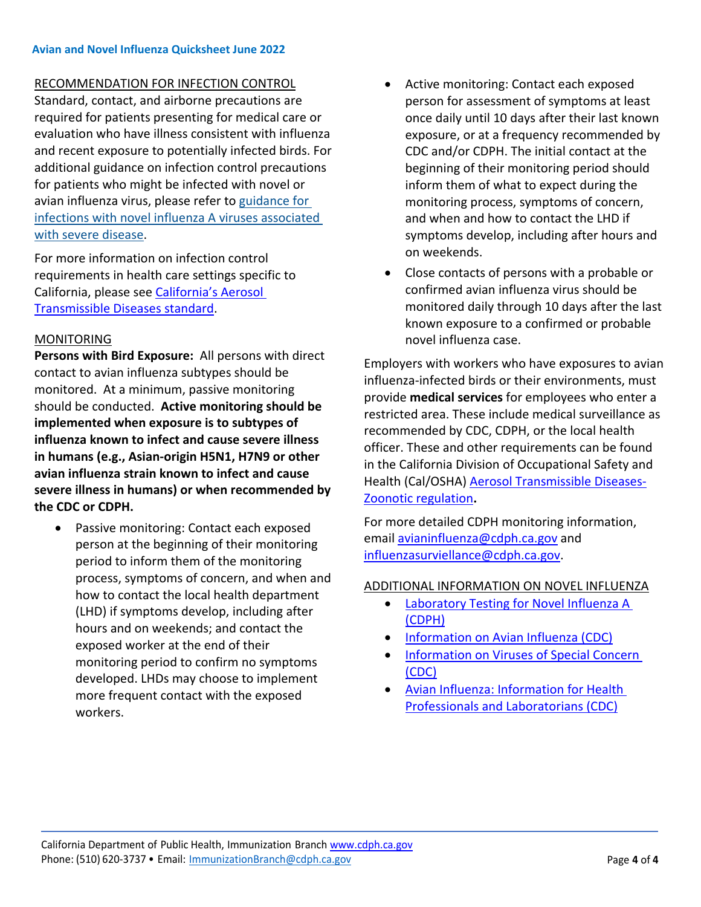## RECOMMENDATION FOR INFECTION CONTROL

Standard, contact, and airborne precautions are required for patients presenting for medical care or evaluation who have illness consistent with influenza and recent exposure to potentially infected birds. For additional guidance on infection control precautions for patients who might be infected with novel or avian influenza virus, please refer to guidance for infections with novel influenza A viruses associated with severe disease.

For more information on infection control requirements in health care settings specific to California, please see California's Aerosol Transmissible Diseases standard.

## MONITORING

**Persons with Bird Exposure:** All persons with direct contact to avian influenza subtypes should be monitored. At a minimum, passive monitoring should be conducted. **Active monitoring should be implemented when exposure is to subtypes of influenza known to infect and cause severe illness in humans (e.g., Asian-origin H5N1, H7N9 or other avian influenza strain known to infect and cause severe illness in humans) or when recommended by the CDC or CDPH.**

- Passive monitoring: Contact each exposed person at the beginning of their monitoring period to inform them of the monitoring process, symptoms of concern, and when and how to contact the local health department (LHD) if symptoms develop, including after hours and on weekends; and contact the exposed worker at the end of their monitoring period to confirm no symptoms developed. LHDs may choose to implement more frequent contact with the exposed workers.
- Active monitoring: Contact each exposed person for assessment of symptoms at least once daily until 10 days after their last known exposure, or at a frequency recommended by CDC and/or CDPH. The initial contact at the beginning of their monitoring period should inform them of what to expect during the monitoring process, symptoms of concern, and when and how to contact the LHD if symptoms develop, including after hours and on weekends.
- Close contacts of persons with a probable or confirmed avian influenza virus should be monitored daily through 10 days after the last known exposure to a confirmed or probable novel influenza case.

Employers with workers who have exposures to avian influenza-infected birds or their environments, must provide **medical services** for employees who enter a restricted area. These include medical surveillance as recommended by CDC, CDPH, or the local health officer. These and other requirements can be found in the California Division of Occupational Safety and Health (Cal/OSHA) Aerosol Transmissible Diseases-Zoonotic regulation**.**

For more detailed CDPH monitoring information, email avianinfluenza@cdph.ca.gov and influenzasurviellance@cdph.ca.gov.

## ADDITIONAL INFORMATION ON NOVEL INFLUENZA

- Laboratory Testing for Novel Influenza A (CDPH)
- Information on Avian Influenza (CDC)
- Information on Viruses of Special Concern (CDC)
- Avian Influenza: Information for Health Professionals and Laboratorians (CDC)